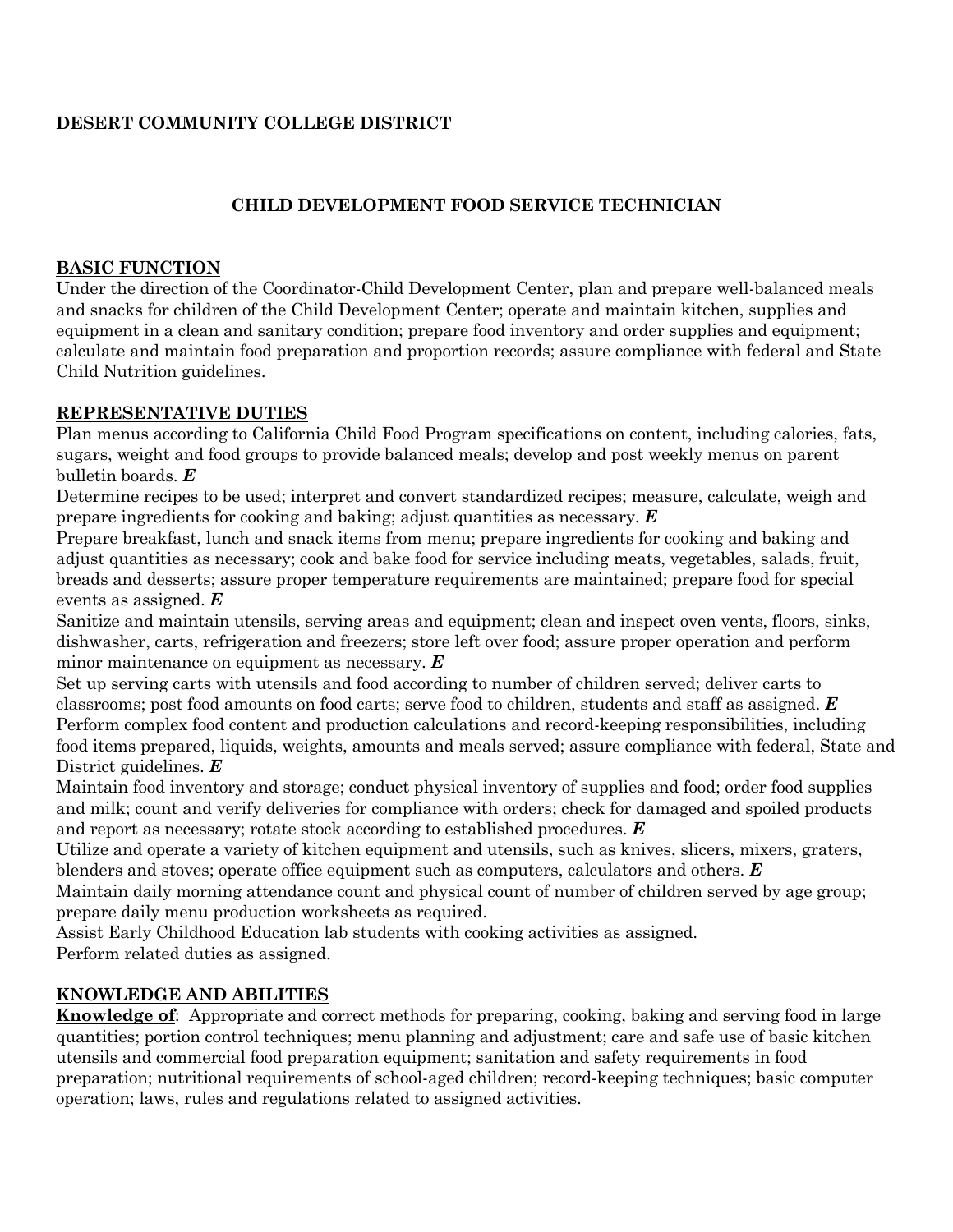**DESERT COMMUNITY COLLEGE DISTRICT**

# CHILD DEVELOPMENT FOOD SERVICE TECHNICIAN

## BASIC FUNCTION

Under the direction of the Coordinator-Child Development Center, plan and prepare well-balanced meals and snacks for children of the Child Development Center; operate and maintain kitchen, supplies and equipment in a clean and sanitary condition; prepare food inventory and order supplies and equipment; calculate and maintain food preparation and proportion records; assure compliance with federal and State Child Nutrition guidelines.

## REPRESENTATIVE DUTIES

Plan menus according to California Child Food Program specifications on content, including calories, fats, sugars, weight and food groups to provide balanced meals; develop and post weekly menus on parent bulletin boards. ***E***

Determine recipes to be used; interpret and convert standardized recipes; measure, calculate, weigh and prepare ingredients for cooking and baking; adjust quantities as necessary. ***E***

Prepare breakfast, lunch and snack items from menu; prepare ingredients for cooking and baking and adjust quantities as necessary; cook and bake food for service including meats, vegetables, salads, fruit, breads and desserts; assure proper temperature requirements are maintained; prepare food for special events as assigned. ***E***

Sanitize and maintain utensils, serving areas and equipment; clean and inspect oven vents, floors, sinks, dishwasher, carts, refrigeration and freezers; store left over food; assure proper operation and perform minor maintenance on equipment as necessary. ***E***

Set up serving carts with utensils and food according to number of children served; deliver carts to classrooms; post food amounts on food carts; serve food to children, students and staff as assigned. ***E***

Perform complex food content and production calculations and record-keeping responsibilities, including food items prepared, liquids, weights, amounts and meals served; assure compliance with federal, State and District guidelines. ***E***

Maintain food inventory and storage; conduct physical inventory of supplies and food; order food supplies and milk; count and verify deliveries for compliance with orders; check for damaged and spoiled products and report as necessary; rotate stock according to established procedures. ***E***

Utilize and operate a variety of kitchen equipment and utensils, such as knives, slicers, mixers, graters, blenders and stoves; operate office equipment such as computers, calculators and others. ***E***

Maintain daily morning attendance count and physical count of number of children served by age group; prepare daily menu production worksheets as required.

Assist Early Childhood Education lab students with cooking activities as assigned.

Perform related duties as assigned.

## KNOWLEDGE AND ABILITIES

**Knowledge of**: Appropriate and correct methods for preparing, cooking, baking and serving food in large quantities; portion control techniques; menu planning and adjustment; care and safe use of basic kitchen utensils and commercial food preparation equipment; sanitation and safety requirements in food preparation; nutritional requirements of school-aged children; record-keeping techniques; basic computer operation; laws, rules and regulations related to assigned activities.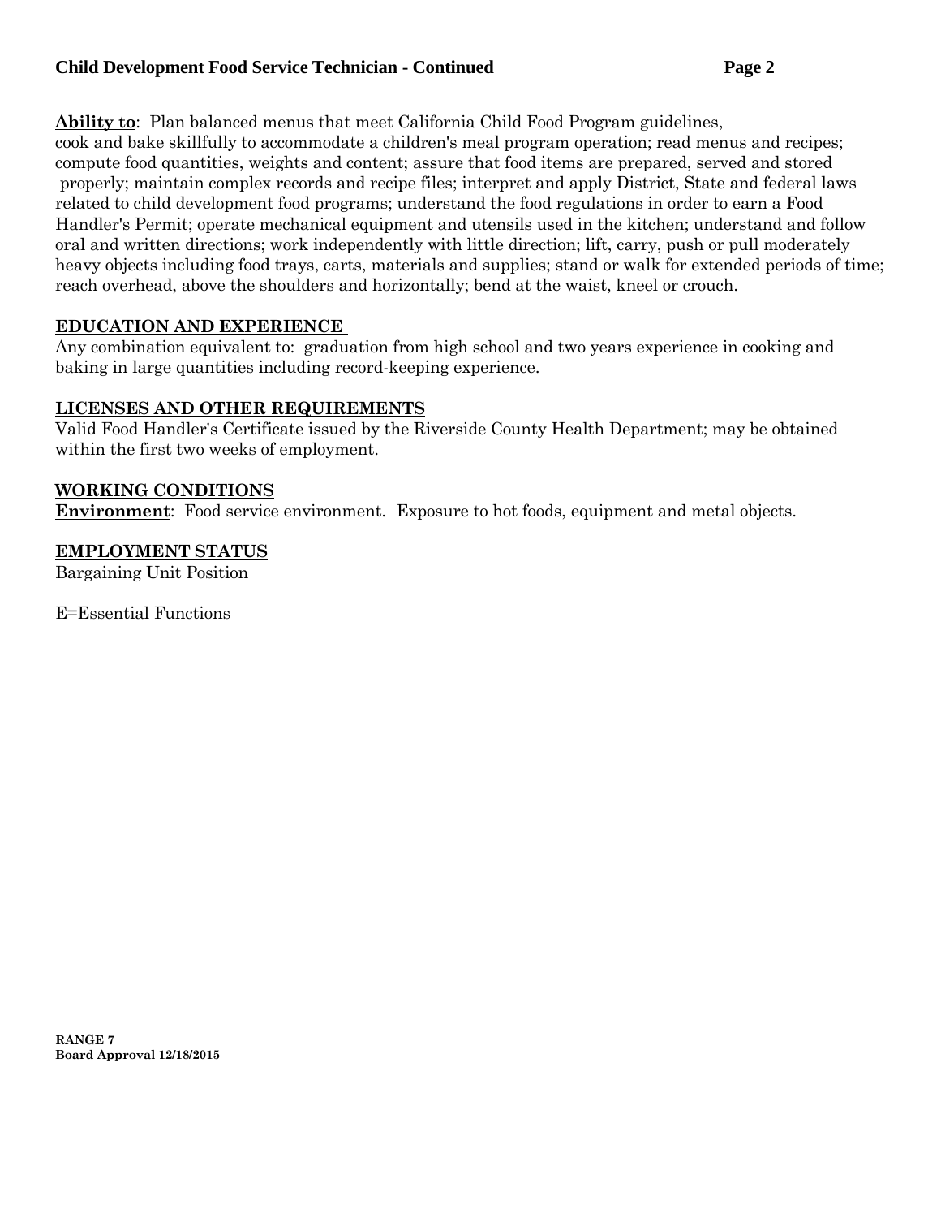**Ability to**: Plan balanced menus that meet California Child Food Program guidelines, cook and bake skillfully to accommodate a children's meal program operation; read menus and recipes; compute food quantities, weights and content; assure that food items are prepared, served and stored properly; maintain complex records and recipe files; interpret and apply District, State and federal laws related to child development food programs; understand the food regulations in order to earn a Food Handler's Permit; operate mechanical equipment and utensils used in the kitchen; understand and follow oral and written directions; work independently with little direction; lift, carry, push or pull moderately heavy objects including food trays, carts, materials and supplies; stand or walk for extended periods of time; reach overhead, above the shoulders and horizontally; bend at the waist, kneel or crouch.

## EDUCATION AND EXPERIENCE

Any combination equivalent to: graduation from high school and two years experience in cooking and baking in large quantities including record-keeping experience.

## LICENSES AND OTHER REQUIREMENTS

Valid Food Handler's Certificate issued by the Riverside County Health Department; may be obtained within the first two weeks of employment.

## WORKING CONDITIONS

**Environment**: Food service environment. Exposure to hot foods, equipment and metal objects.

## EMPLOYMENT STATUS

Bargaining Unit Position

E=Essential Functions

**RANGE 7**
**Board Approval 12/18/2015**